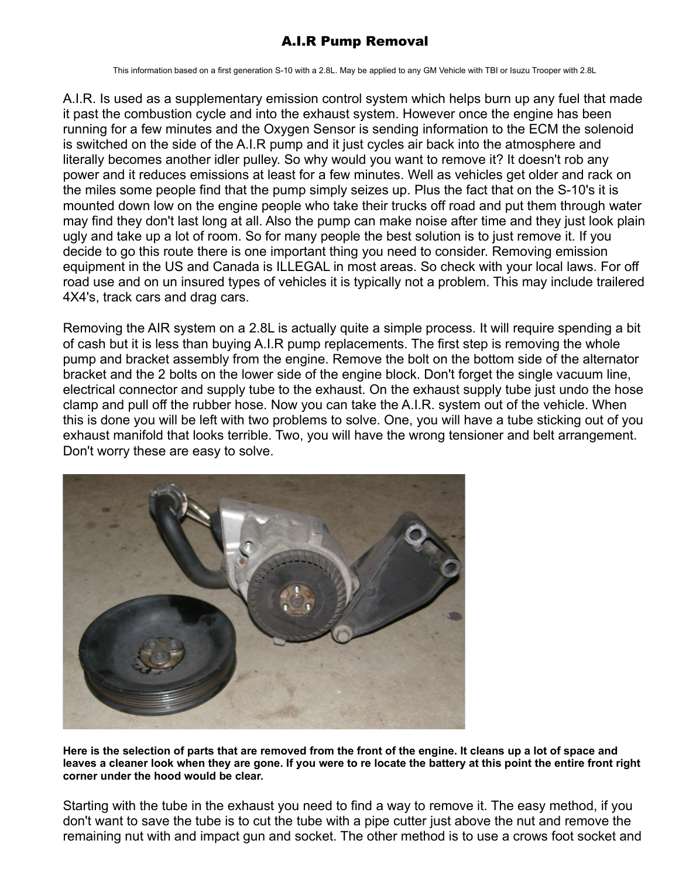# A.I.R Pump Removal

This information based on a first generation S-10 with a 2.8L. May be applied to any GM Vehicle with TBI or Isuzu Trooper with 2.8L

A.I.R. Is used as a supplementary emission control system which helps burn up any fuel that made it past the combustion cycle and into the exhaust system. However once the engine has been running for a few minutes and the Oxygen Sensor is sending information to the ECM the solenoid is switched on the side of the A.I.R pump and it just cycles air back into the atmosphere and literally becomes another idler pulley. So why would you want to remove it? It doesn't rob any power and it reduces emissions at least for a few minutes. Well as vehicles get older and rack on the miles some people find that the pump simply seizes up. Plus the fact that on the S-10's it is mounted down low on the engine people who take their trucks off road and put them through water may find they don't last long at all. Also the pump can make noise after time and they just look plain ugly and take up a lot of room. So for many people the best solution is to just remove it. If you decide to go this route there is one important thing you need to consider. Removing emission equipment in the US and Canada is ILLEGAL in most areas. So check with your local laws. For off road use and on un insured types of vehicles it is typically not a problem. This may include trailered 4X4's, track cars and drag cars.

Removing the AIR system on a 2.8L is actually quite a simple process. It will require spending a bit of cash but it is less than buying A.I.R pump replacements. The first step is removing the whole pump and bracket assembly from the engine. Remove the bolt on the bottom side of the alternator bracket and the 2 bolts on the lower side of the engine block. Don't forget the single vacuum line, electrical connector and supply tube to the exhaust. On the exhaust supply tube just undo the hose clamp and pull off the rubber hose. Now you can take the A.I.R. system out of the vehicle. When this is done you will be left with two problems to solve. One, you will have a tube sticking out of you exhaust manifold that looks terrible. Two, you will have the wrong tensioner and belt arrangement. Don't worry these are easy to solve.

**Here is the selection of parts that are removed from the front of the engine. It cleans up a lot of space and leaves a cleaner look when they are gone. If you were to re locate the battery at this point the entire front right corner under the hood would be clear.**

Starting with the tube in the exhaust you need to find a way to remove it. The easy method, if you don't want to save the tube is to cut the tube with a pipe cutter just above the nut and remove the remaining nut with and impact gun and socket. The other method is to use a crows foot socket and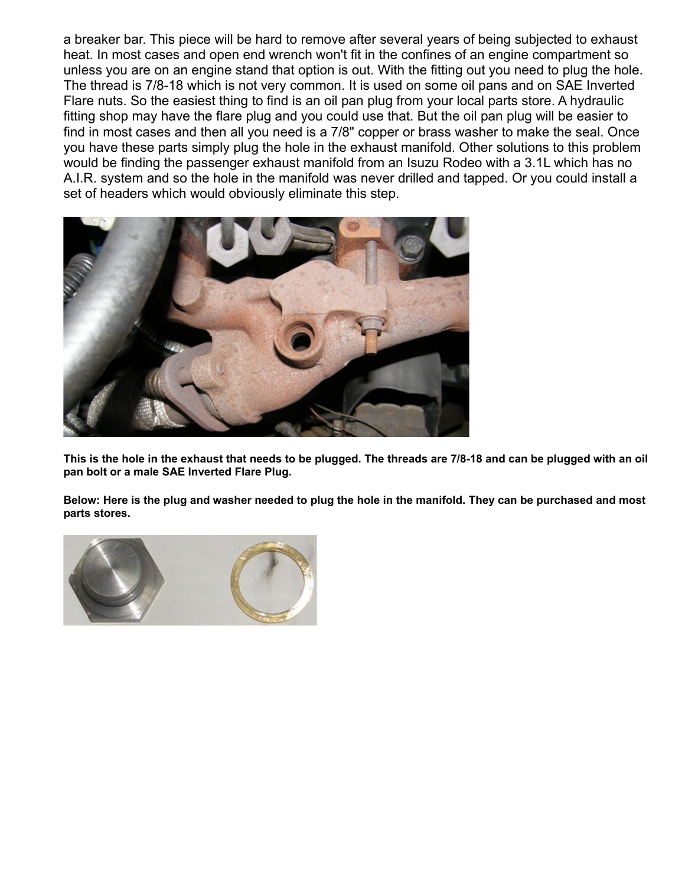a breaker bar. This piece will be hard to remove after several years of being subjected to exhaust heat. In most cases and open end wrench won't fit in the confines of an engine compartment so unless you are on an engine stand that option is out. With the fitting out you need to plug the hole. The thread is 7/8-18 which is not very common. It is used on some oil pans and on SAE Inverted Flare nuts. So the easiest thing to find is an oil pan plug from your local parts store. A hydraulic fitting shop may have the flare plug and you could use that. But the oil pan plug will be easier to find in most cases and then all you need is a 7/8" copper or brass washer to make the seal. Once you have these parts simply plug the hole in the exhaust manifold. Other solutions to this problem would be finding the passenger exhaust manifold from an Isuzu Rodeo with a 3.1L which has no A.I.R. system and so the hole in the manifold was never drilled and tapped. Or you could install a set of headers which would obviously eliminate this step.

**This is the hole in the exhaust that needs to be plugged. The threads are 7/8-18 and can be plugged with an oil pan bolt or a male SAE Inverted Flare Plug.**

**Below: Here is the plug and washer needed to plug the hole in the manifold. They can be purchased and most parts stores.**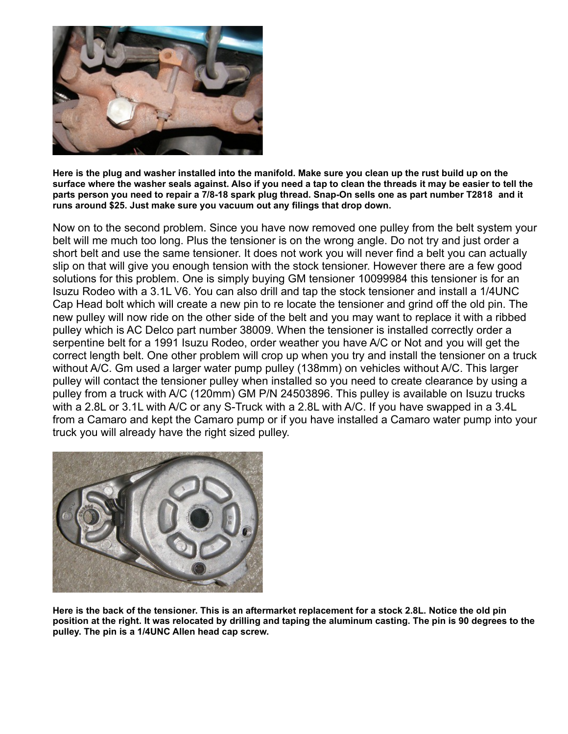**Here is the plug and washer installed into the manifold. Make sure you clean up the rust build up on the surface where the washer seals against. Also if you need a tap to clean the threads it may be easier to tell the parts person you need to repair a 7/8-18 spark plug thread. Snap-On sells one as part number T2818 and it runs around $25. Just make sure you vacuum out any filings that drop down.**

Now on to the second problem. Since you have now removed one pulley from the belt system your belt will me much too long. Plus the tensioner is on the wrong angle. Do not try and just order a short belt and use the same tensioner. It does not work you will never find a belt you can actually slip on that will give you enough tension with the stock tensioner. However there are a few good solutions for this problem. One is simply buying GM tensioner 10099984 this tensioner is for an Isuzu Rodeo with a 3.1L V6. You can also drill and tap the stock tensioner and install a 1/4UNC Cap Head bolt which will create a new pin to re locate the tensioner and grind off the old pin. The new pulley will now ride on the other side of the belt and you may want to replace it with a ribbed pulley which is AC Delco part number 38009. When the tensioner is installed correctly order a serpentine belt for a 1991 Isuzu Rodeo, order weather you have A/C or Not and you will get the correct length belt. One other problem will crop up when you try and install the tensioner on a truck without A/C. Gm used a larger water pump pulley (138mm) on vehicles without A/C. This larger pulley will contact the tensioner pulley when installed so you need to create clearance by using a pulley from a truck with A/C (120mm) GM P/N 24503896. This pulley is available on Isuzu trucks with a 2.8L or 3.1L with A/C or any S-Truck with a 2.8L with A/C. If you have swapped in a 3.4L from a Camaro and kept the Camaro pump or if you have installed a Camaro water pump into your truck you will already have the right sized pulley.

**Here is the back of the tensioner. This is an aftermarket replacement for a stock 2.8L. Notice the old pin position at the right. It was relocated by drilling and taping the aluminum casting. The pin is 90 degrees to the pulley. The pin is a 1/4UNC Allen head cap screw.**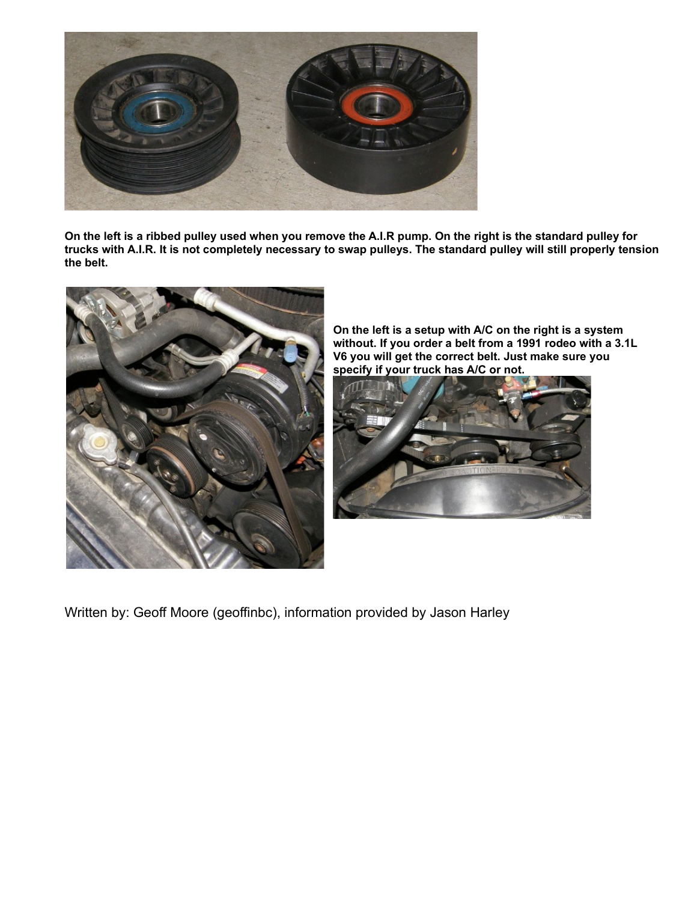**On the left is a ribbed pulley used when you remove the A.I.R pump. On the right is the standard pulley for trucks with A.I.R. It is not completely necessary to swap pulleys. The standard pulley will still properly tension the belt.**

**On the left is a setup with A/C on the right is a system without. If you order a belt from a 1991 rodeo with a 3.1L V6 you will get the correct belt. Just make sure you specify if your truck has A/C or not.**

Written by: Geoff Moore (geoffinbc), information provided by Jason Harley